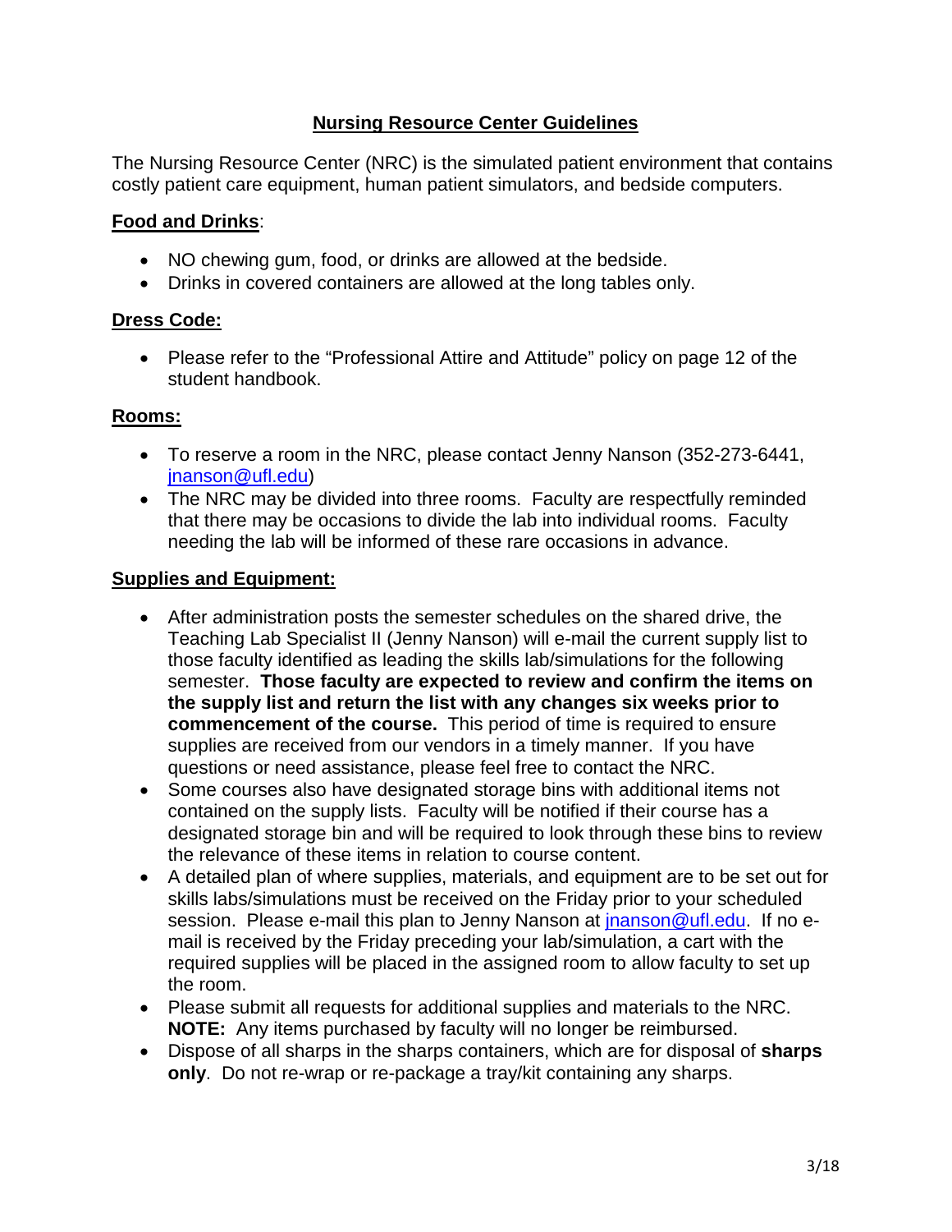# Nursing Resource Center Guidelines

The Nursing Resource Center (NRC) is the simulated patient environment that contains costly patient care equipment, human patient simulators, and bedside computers.

## Food and Drinks:

- NO chewing gum, food, or drinks are allowed at the bedside.
- Drinks in covered containers are allowed at the long tables only.

## Dress Code:

- Please refer to the "Professional Attire and Attitude" policy on page 12 of the student handbook.

## Rooms:

- To reserve a room in the NRC, please contact Jenny Nanson (352-273-6441, jnanson@ufl.edu)
- The NRC may be divided into three rooms. Faculty are respectfully reminded that there may be occasions to divide the lab into individual rooms. Faculty needing the lab will be informed of these rare occasions in advance.

## Supplies and Equipment:

- After administration posts the semester schedules on the shared drive, the Teaching Lab Specialist II (Jenny Nanson) will e-mail the current supply list to those faculty identified as leading the skills lab/simulations for the following semester. **Those faculty are expected to review and confirm the items on the supply list and return the list with any changes six weeks prior to commencement of the course.** This period of time is required to ensure supplies are received from our vendors in a timely manner. If you have questions or need assistance, please feel free to contact the NRC.
- Some courses also have designated storage bins with additional items not contained on the supply lists. Faculty will be notified if their course has a designated storage bin and will be required to look through these bins to review the relevance of these items in relation to course content.
- A detailed plan of where supplies, materials, and equipment are to be set out for skills labs/simulations must be received on the Friday prior to your scheduled session. Please e-mail this plan to Jenny Nanson at jnanson@ufl.edu. If no e-mail is received by the Friday preceding your lab/simulation, a cart with the required supplies will be placed in the assigned room to allow faculty to set up the room.
- Please submit all requests for additional supplies and materials to the NRC. **NOTE:** Any items purchased by faculty will no longer be reimbursed.
- Dispose of all sharps in the sharps containers, which are for disposal of **sharps only**. Do not re-wrap or re-package a tray/kit containing any sharps.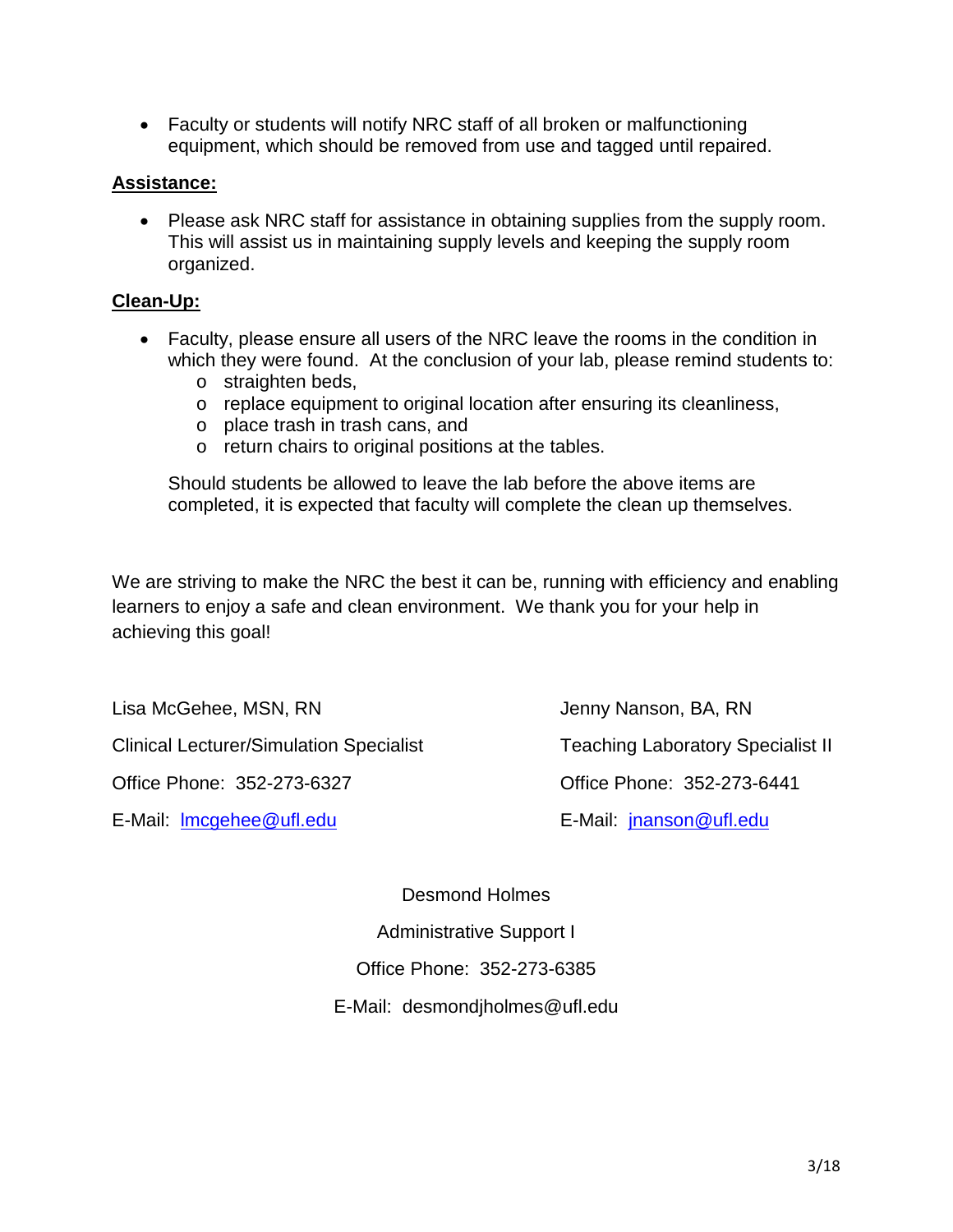- Faculty or students will notify NRC staff of all broken or malfunctioning equipment, which should be removed from use and tagged until repaired.

**Assistance:**

- Please ask NRC staff for assistance in obtaining supplies from the supply room. This will assist us in maintaining supply levels and keeping the supply room organized.

**Clean-Up:**

- Faculty, please ensure all users of the NRC leave the rooms in the condition in which they were found. At the conclusion of your lab, please remind students to:
  - straighten beds,
  - replace equipment to original location after ensuring its cleanliness,
  - place trash in trash cans, and
  - return chairs to original positions at the tables.

  Should students be allowed to leave the lab before the above items are completed, it is expected that faculty will complete the clean up themselves.

We are striving to make the NRC the best it can be, running with efficiency and enabling learners to enjoy a safe and clean environment. We thank you for your help in achieving this goal!

Lisa McGehee, MSN, RN
Clinical Lecturer/Simulation Specialist
Office Phone: 352-273-6327
E-Mail: lmcgehee@ufl.edu

Jenny Nanson, BA, RN
Teaching Laboratory Specialist II
Office Phone: 352-273-6441
E-Mail: jnanson@ufl.edu

Desmond Holmes
Administrative Support I
Office Phone: 352-273-6385
E-Mail: desmondjholmes@ufl.edu